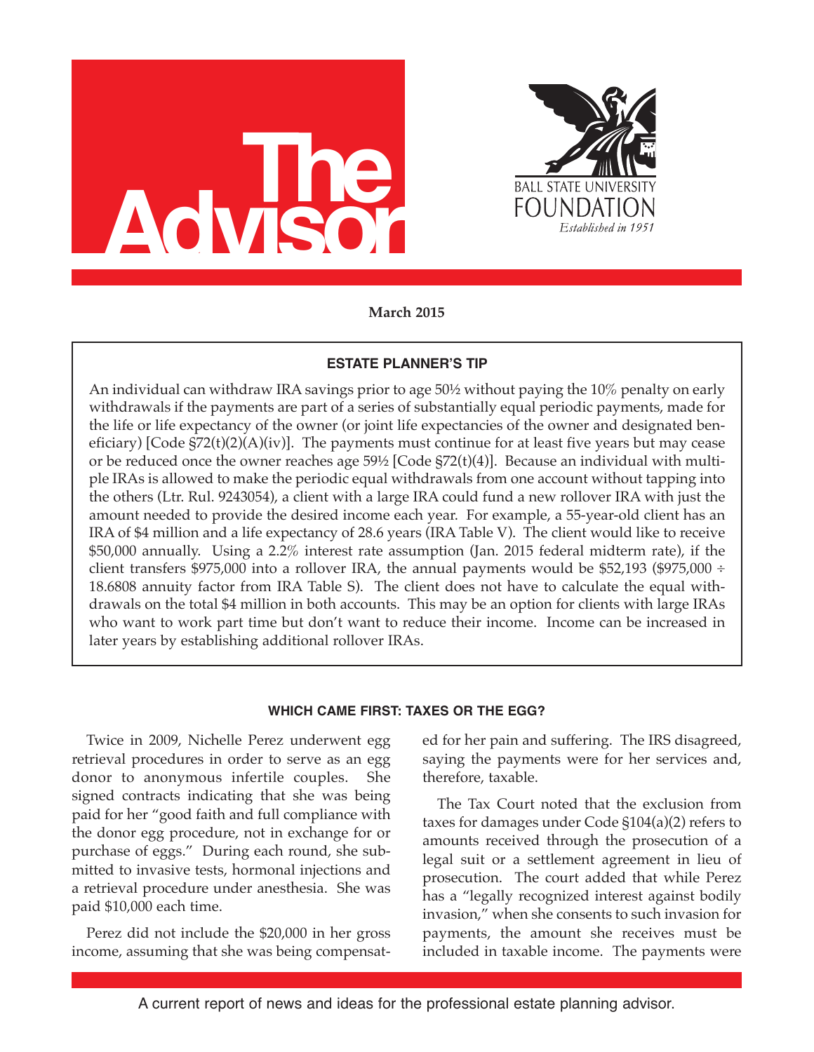# The Advisor

BALL STATE UNIVERSITY FOUNDATION

*Established in 1951*

**March 2015**

### ESTATE PLANNER'S TIP

An individual can withdraw IRA savings prior to age 59½ without paying the 10% penalty on early withdrawals if the payments are part of a series of substantially equal periodic payments, made for the life or life expectancy of the owner (or joint life expectancies of the owner and designated beneficiary) [Code §72(t)(2)(A)(iv)]. The payments must continue for at least five years but may cease or be reduced once the owner reaches age 59½ [Code §72(t)(4)]. Because an individual with multiple IRAs is allowed to make the periodic equal withdrawals from one account without tapping into the others (Ltr. Rul. 9243054), a client with a large IRA could fund a new rollover IRA with just the amount needed to provide the desired income each year. For example, a 55-year-old client has an IRA of $4 million and a life expectancy of 28.6 years (IRA Table V). The client would like to receive $50,000 annually. Using a 2.2% interest rate assumption (Jan. 2015 federal midterm rate), if the client transfers $975,000 into a rollover IRA, the annual payments would be $52,193 ($975,000 ÷ 18.6808 annuity factor from IRA Table S). The client does not have to calculate the equal withdrawals on the total $4 million in both accounts. This may be an option for clients with large IRAs who want to work part time but don't want to reduce their income. Income can be increased in later years by establishing additional rollover IRAs.

### WHICH CAME FIRST: TAXES OR THE EGG?

Twice in 2009, Nichelle Perez underwent egg retrieval procedures in order to serve as an egg donor to anonymous infertile couples. She signed contracts indicating that she was being paid for her "good faith and full compliance with the donor egg procedure, not in exchange for or purchase of eggs." During each round, she submitted to invasive tests, hormonal injections and a retrieval procedure under anesthesia. She was paid $10,000 each time.

Perez did not include the $20,000 in her gross income, assuming that she was being compensated for her pain and suffering. The IRS disagreed, saying the payments were for her services and, therefore, taxable.

The Tax Court noted that the exclusion from taxes for damages under Code §104(a)(2) refers to amounts received through the prosecution of a legal suit or a settlement agreement in lieu of prosecution. The court added that while Perez has a "legally recognized interest against bodily invasion," when she consents to such invasion for payments, the amount she receives must be included in taxable income. The payments were

A current report of news and ideas for the professional estate planning advisor.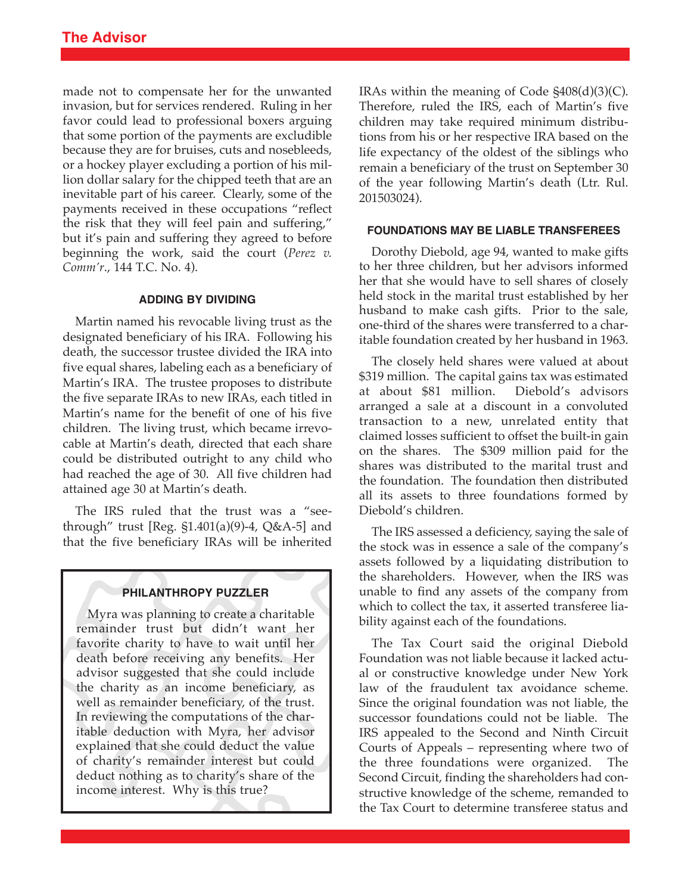made not to compensate her for the unwanted invasion, but for services rendered. Ruling in her favor could lead to professional boxers arguing that some portion of the payments are excludible because they are for bruises, cuts and nosebleeds, or a hockey player excluding a portion of his million dollar salary for the chipped teeth that are an inevitable part of his career. Clearly, some of the payments received in these occupations "reflect the risk that they will feel pain and suffering," but it's pain and suffering they agreed to before beginning the work, said the court (*Perez v. Comm'r*., 144 T.C. No. 4).

### ADDING BY DIVIDING

Martin named his revocable living trust as the designated beneficiary of his IRA. Following his death, the successor trustee divided the IRA into five equal shares, labeling each as a beneficiary of Martin's IRA. The trustee proposes to distribute the five separate IRAs to new IRAs, each titled in Martin's name for the benefit of one of his five children. The living trust, which became irrevocable at Martin's death, directed that each share could be distributed outright to any child who had reached the age of 30. All five children had attained age 30 at Martin's death.

The IRS ruled that the trust was a "see-through" trust [Reg. §1.401(a)(9)-4, Q&A-5] and that the five beneficiary IRAs will be inherited IRAs within the meaning of Code §408(d)(3)(C). Therefore, ruled the IRS, each of Martin's five children may take required minimum distributions from his or her respective IRA based on the life expectancy of the oldest of the siblings who remain a beneficiary of the trust on September 30 of the year following Martin's death (Ltr. Rul. 201503024).

### FOUNDATIONS MAY BE LIABLE TRANSFEREES

Dorothy Diebold, age 94, wanted to make gifts to her three children, but her advisors informed her that she would have to sell shares of closely held stock in the marital trust established by her husband to make cash gifts. Prior to the sale, one-third of the shares were transferred to a charitable foundation created by her husband in 1963.

The closely held shares were valued at about $319 million. The capital gains tax was estimated at about $81 million. Diebold's advisors arranged a sale at a discount in a convoluted transaction to a new, unrelated entity that claimed losses sufficient to offset the built-in gain on the shares. The $309 million paid for the shares was distributed to the marital trust and the foundation. The foundation then distributed all its assets to three foundations formed by Diebold's children.

The IRS assessed a deficiency, saying the sale of the stock was in essence a sale of the company's assets followed by a liquidating distribution to the shareholders. However, when the IRS was unable to find any assets of the company from which to collect the tax, it asserted transferee liability against each of the foundations.

The Tax Court said the original Diebold Foundation was not liable because it lacked actual or constructive knowledge under New York law of the fraudulent tax avoidance scheme. Since the original foundation was not liable, the successor foundations could not be liable. The IRS appealed to the Second and Ninth Circuit Courts of Appeals – representing where two of the three foundations were organized. The Second Circuit, finding the shareholders had constructive knowledge of the scheme, remanded to the Tax Court to determine transferee status and

### PHILANTHROPY PUZZLER

Myra was planning to create a charitable remainder trust but didn't want her favorite charity to have to wait until her death before receiving any benefits. Her advisor suggested that she could include the charity as an income beneficiary, as well as remainder beneficiary, of the trust. In reviewing the computations of the charitable deduction with Myra, her advisor explained that she could deduct the value of charity's remainder interest but could deduct nothing as to charity's share of the income interest. Why is this true?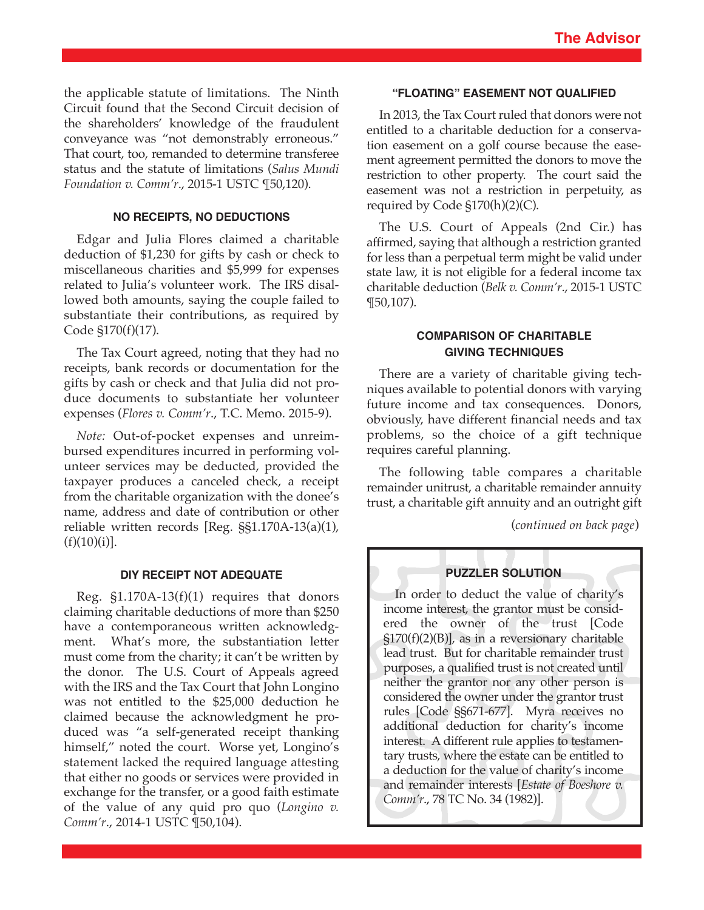the applicable statute of limitations. The Ninth Circuit found that the Second Circuit decision of the shareholders' knowledge of the fraudulent conveyance was "not demonstrably erroneous." That court, too, remanded to determine transferee status and the statute of limitations (*Salus Mundi Foundation v. Comm'r*., 2015-1 USTC ¶50,120).

### NO RECEIPTS, NO DEDUCTIONS

Edgar and Julia Flores claimed a charitable deduction of $1,230 for gifts by cash or check to miscellaneous charities and $5,999 for expenses related to Julia's volunteer work. The IRS disallowed both amounts, saying the couple failed to substantiate their contributions, as required by Code §170(f)(17).

The Tax Court agreed, noting that they had no receipts, bank records or documentation for the gifts by cash or check and that Julia did not produce documents to substantiate her volunteer expenses (*Flores v. Comm'r*., T.C. Memo. 2015-9).

*Note:* Out-of-pocket expenses and unreimbursed expenditures incurred in performing volunteer services may be deducted, provided the taxpayer produces a canceled check, a receipt from the charitable organization with the donee's name, address and date of contribution or other reliable written records [Reg. §§1.170A-13(a)(1), (f)(10)(i)].

### DIY RECEIPT NOT ADEQUATE

Reg. §1.170A-13(f)(1) requires that donors claiming charitable deductions of more than $250 have a contemporaneous written acknowledgment. What's more, the substantiation letter must come from the charity; it can't be written by the donor. The U.S. Court of Appeals agreed with the IRS and the Tax Court that John Longino was not entitled to the $25,000 deduction he claimed because the acknowledgment he produced was "a self-generated receipt thanking himself," noted the court. Worse yet, Longino's statement lacked the required language attesting that either no goods or services were provided in exchange for the transfer, or a good faith estimate of the value of any quid pro quo (*Longino v. Comm'r*., 2014-1 USTC ¶50,104).

### "FLOATING" EASEMENT NOT QUALIFIED

In 2013, the Tax Court ruled that donors were not entitled to a charitable deduction for a conservation easement on a golf course because the easement agreement permitted the donors to move the restriction to other property. The court said the easement was not a restriction in perpetuity, as required by Code §170(h)(2)(C).

The U.S. Court of Appeals (2nd Cir.) has affirmed, saying that although a restriction granted for less than a perpetual term might be valid under state law, it is not eligible for a federal income tax charitable deduction (*Belk v. Comm'r*., 2015-1 USTC ¶50,107).

### COMPARISON OF CHARITABLE GIVING TECHNIQUES

There are a variety of charitable giving techniques available to potential donors with varying future income and tax consequences. Donors, obviously, have different financial needs and tax problems, so the choice of a gift technique requires careful planning.

The following table compares a charitable remainder unitrust, a charitable remainder annuity trust, a charitable gift annuity and an outright gift

(*continued on back page*)

### PUZZLER SOLUTION

In order to deduct the value of charity's income interest, the grantor must be considered the owner of the trust [Code §170(f)(2)(B)], as in a reversionary charitable lead trust. But for charitable remainder trust purposes, a qualified trust is not created until neither the grantor nor any other person is considered the owner under the grantor trust rules [Code §§671-677]. Myra receives no additional deduction for charity's income interest. A different rule applies to testamentary trusts, where the estate can be entitled to a deduction for the value of charity's income and remainder interests [*Estate of Boeshore v. Comm'r*., 78 TC No. 34 (1982)].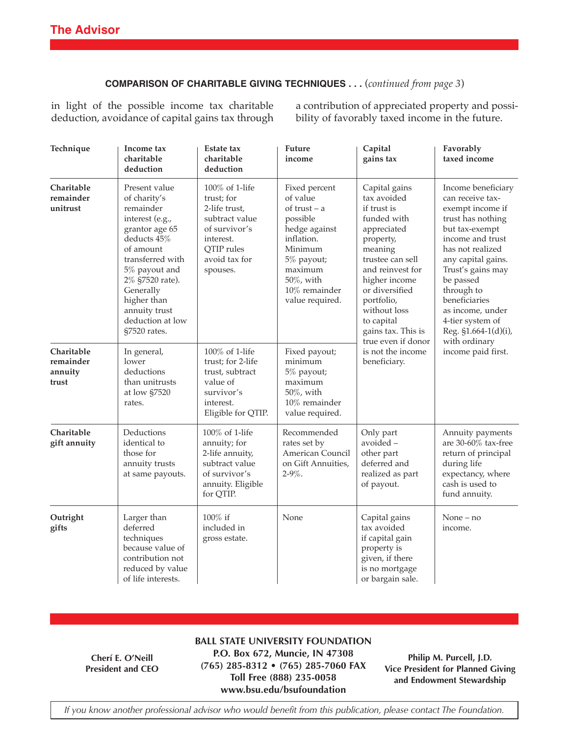**COMPARISON OF CHARITABLE GIVING TECHNIQUES . . .** (*continued from page 3*)

in light of the possible income tax charitable deduction, avoidance of capital gains tax through a contribution of appreciated property and possibility of favorably taxed income in the future.

| Technique | Income tax charitable deduction | Estate tax charitable deduction | Future income | Capital gains tax | Favorably taxed income |
|---|---|---|---|---|---|
| **Charitable remainder unitrust** | Present value of charity's remainder interest (e.g., grantor age 65 deducts 45% of amount transferred with 5% payout and 2% §7520 rate). Generally higher than annuity trust deduction at low §7520 rates. | 100% of 1-life trust; for 2-life trust, subtract value of survivor's interest. QTIP rules avoid tax for spouses. | Fixed percent of value of trust – a possible hedge against inflation. Minimum 5% payout; maximum 50%, with 10% remainder value required. | Capital gains tax avoided if trust is funded with appreciated property, meaning trustee can sell and reinvest for higher income or diversified portfolio, without loss to capital gains tax. This is true even if donor is not the income beneficiary. | Income beneficiary can receive tax-exempt income if trust has nothing but tax-exempt income and trust has not realized any capital gains. Trust's gains may be passed through to beneficiaries as income, under 4-tier system of Reg. §1.664-1(d)(i), with ordinary income paid first. |
| **Charitable remainder annuity trust** | In general, lower deductions than unitrusts at low §7520 rates. | 100% of 1-life trust; for 2-life trust, subtract value of survivor's interest. Eligible for QTIP. | Fixed payout; minimum 5% payout; maximum 50%, with 10% remainder value required. | | |
| **Charitable gift annuity** | Deductions identical to those for annuity trusts at same payouts. | 100% of 1-life annuity; for 2-life annuity, subtract value of survivor's annuity. Eligible for QTIP. | Recommended rates set by American Council on Gift Annuities, 2-9%. | Only part avoided – other part deferred and realized as part of payout. | Annuity payments are 30-60% tax-free return of principal during life expectancy, where cash is used to fund annuity. |
| **Outright gifts** | Larger than deferred techniques because value of contribution not reduced by value of life interests. | 100% if included in gross estate. | None | Capital gains tax avoided if capital gain property is given, if there is no mortgage or bargain sale. | None – no income. |

**BALL STATE UNIVERSITY FOUNDATION**
**P.O. Box 672, Muncie, IN 47308**
**(765) 285-8312 • (765) 285-7060 FAX**
**Toll Free (888) 235-0058**
**www.bsu.edu/bsufoundation**

**Cherí E. O'Neill**
**President and CEO**

**Philip M. Purcell, J.D.**
**Vice President for Planned Giving and Endowment Stewardship**

*If you know another professional advisor who would benefit from this publication, please contact The Foundation.*